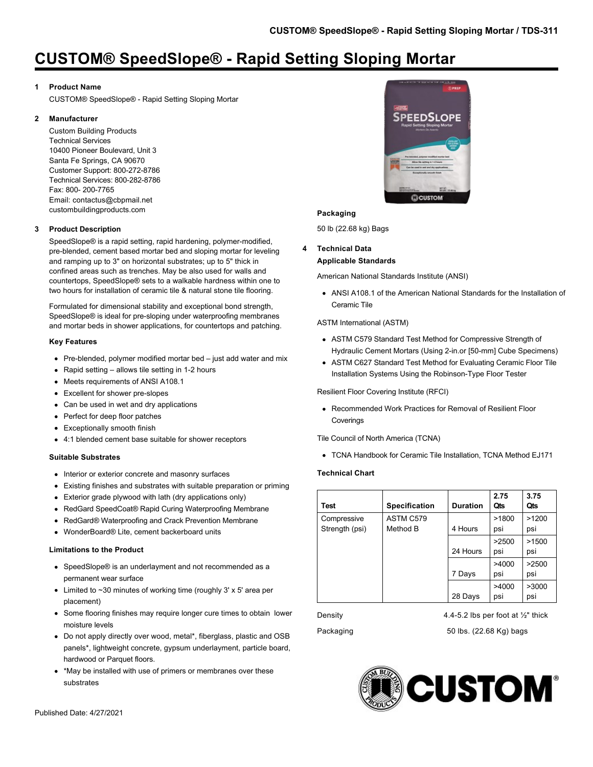# CUSTOM® SpeedSlope® - Rapid Setting Sloping Mortar

## 1 Product Name

CUSTOM® SpeedSlope® - Rapid Setting Sloping Mortar

## 2 Manufacturer

Custom Building Products
Technical Services
10400 Pioneer Boulevard, Unit 3
Santa Fe Springs, CA 90670
Customer Support: 800-272-8786
Technical Services: 800-282-8786
Fax: 800- 200-7765
Email: contactus@cbpmail.net
custombuildingproducts.com

## 3 Product Description

SpeedSlope® is a rapid setting, rapid hardening, polymer-modified, pre-blended, cement based mortar bed and sloping mortar for leveling and ramping up to 3" on horizontal substrates; up to 5" thick in confined areas such as trenches. May be also used for walls and countertops, SpeedSlope® sets to a walkable hardness within one to two hours for installation of ceramic tile & natural stone tile flooring.

Formulated for dimensional stability and exceptional bond strength, SpeedSlope® is ideal for pre-sloping under waterproofing membranes and mortar beds in shower applications, for countertops and patching.

### Key Features

- Pre-blended, polymer modified mortar bed – just add water and mix
- Rapid setting – allows tile setting in 1-2 hours
- Meets requirements of ANSI A108.1
- Excellent for shower pre-slopes
- Can be used in wet and dry applications
- Perfect for deep floor patches
- Exceptionally smooth finish
- 4:1 blended cement base suitable for shower receptors

### Suitable Substrates

- Interior or exterior concrete and masonry surfaces
- Existing finishes and substrates with suitable preparation or priming
- Exterior grade plywood with lath (dry applications only)
- RedGard SpeedCoat® Rapid Curing Waterproofing Membrane
- RedGard® Waterproofing and Crack Prevention Membrane
- WonderBoard® Lite, cement backerboard units

### Limitations to the Product

- SpeedSlope® is an underlayment and not recommended as a permanent wear surface
- Limited to ~30 minutes of working time (roughly 3' x 5' area per placement)
- Some flooring finishes may require longer cure times to obtain lower moisture levels
- Do not apply directly over wood, metal*, fiberglass, plastic and OSB panels*, lightweight concrete, gypsum underlayment, particle board, hardwood or Parquet floors.
- *May be installed with use of primers or membranes over these substrates

### Packaging

50 lb (22.68 kg) Bags

## 4 Technical Data

### Applicable Standards

American National Standards Institute (ANSI)

- ANSI A108.1 of the American National Standards for the Installation of Ceramic Tile

ASTM International (ASTM)

- ASTM C579 Standard Test Method for Compressive Strength of Hydraulic Cement Mortars (Using 2-in.or [50-mm] Cube Specimens)
- ASTM C627 Standard Test Method for Evaluating Ceramic Floor Tile Installation Systems Using the Robinson-Type Floor Tester

Resilient Floor Covering Institute (RFCI)

- Recommended Work Practices for Removal of Resilient Floor Coverings

Tile Council of North America (TCNA)

- TCNA Handbook for Ceramic Tile Installation, TCNA Method EJ171

### Technical Chart

| Test | Specification | Duration | 2.75 Qts | 3.75 Qts |
|---|---|---|---|---|
| Compressive Strength (psi) | ASTM C579 Method B | 4 Hours | >1800 psi | >1200 psi |
| | | 24 Hours | >2500 psi | >1500 psi |
| | | 7 Days | >4000 psi | >2500 psi |
| | | 28 Days | >4000 psi | >3000 psi |

| | |
|---|---|
| Density | 4.4-5.2 lbs per foot at ½" thick |
| Packaging | 50 lbs. (22.68 Kg) bags |

Published Date: 4/27/2021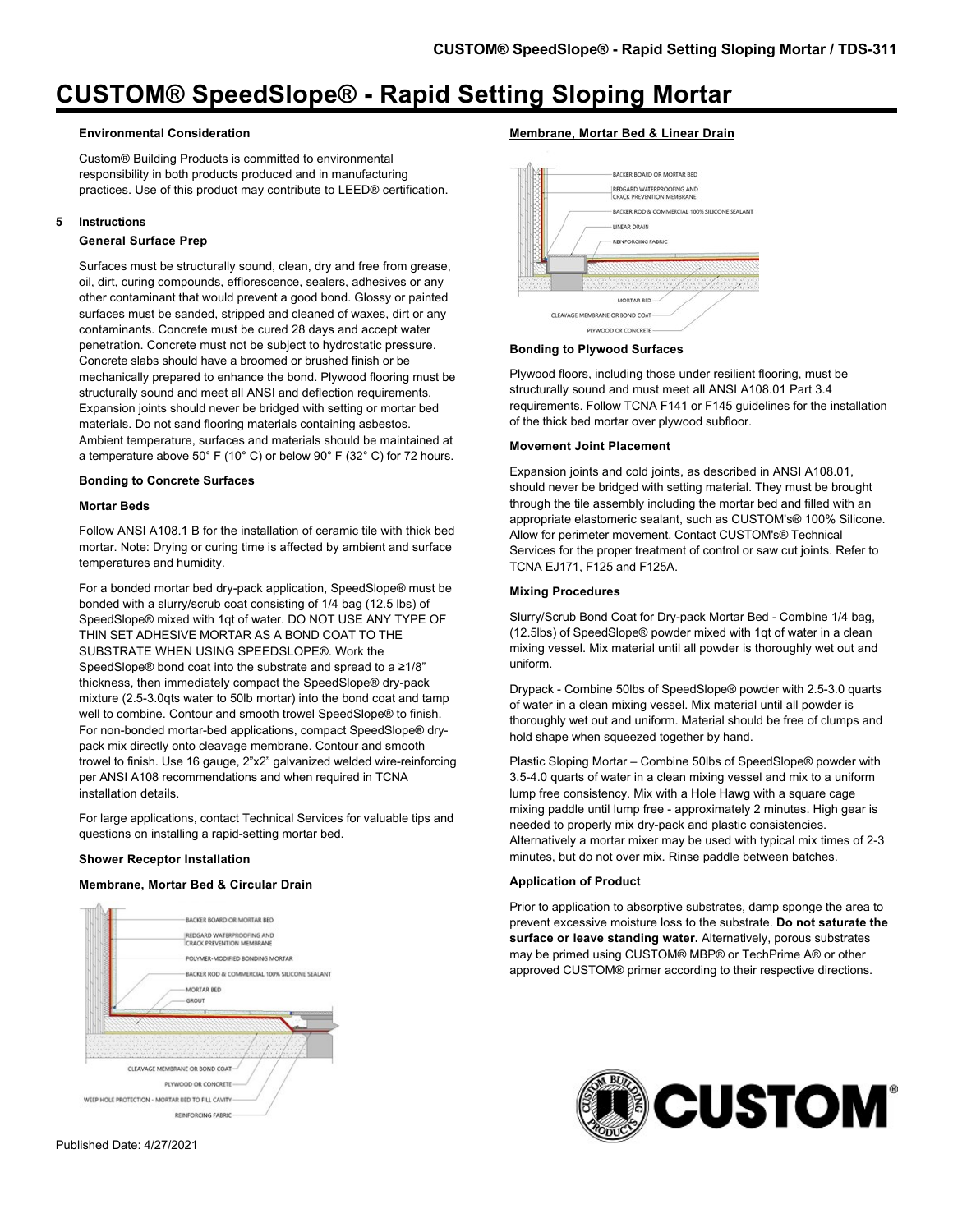# CUSTOM® SpeedSlope® - Rapid Setting Sloping Mortar

**Environmental Consideration**

Custom® Building Products is committed to environmental responsibility in both products produced and in manufacturing practices. Use of this product may contribute to LEED® certification.

## 5 Instructions

**General Surface Prep**

Surfaces must be structurally sound, clean, dry and free from grease, oil, dirt, curing compounds, efflorescence, sealers, adhesives or any other contaminant that would prevent a good bond. Glossy or painted surfaces must be sanded, stripped and cleaned of waxes, dirt or any contaminants. Concrete must be cured 28 days and accept water penetration. Concrete must not be subject to hydrostatic pressure. Concrete slabs should have a broomed or brushed finish or be mechanically prepared to enhance the bond. Plywood flooring must be structurally sound and meet all ANSI and deflection requirements. Expansion joints should never be bridged with setting or mortar bed materials. Do not sand flooring materials containing asbestos. Ambient temperature, surfaces and materials should be maintained at a temperature above 50° F (10° C) or below 90° F (32° C) for 72 hours.

**Bonding to Concrete Surfaces**

**Mortar Beds**

Follow ANSI A108.1 B for the installation of ceramic tile with thick bed mortar. Note: Drying or curing time is affected by ambient and surface temperatures and humidity.

For a bonded mortar bed dry-pack application, SpeedSlope® must be bonded with a slurry/scrub coat consisting of 1/4 bag (12.5 lbs) of SpeedSlope® mixed with 1qt of water. DO NOT USE ANY TYPE OF THIN SET ADHESIVE MORTAR AS A BOND COAT TO THE SUBSTRATE WHEN USING SPEEDSLOPE®. Work the SpeedSlope® bond coat into the substrate and spread to a ≥1/8" thickness, then immediately compact the SpeedSlope® dry-pack mixture (2.5-3.0qts water to 50lb mortar) into the bond coat and tamp well to combine. Contour and smooth trowel SpeedSlope® to finish. For non-bonded mortar-bed applications, compact SpeedSlope® dry-pack mix directly onto cleavage membrane. Contour and smooth trowel to finish. Use 16 gauge, 2"x2" galvanized welded wire-reinforcing per ANSI A108 recommendations and when required in TCNA installation details.

For large applications, contact Technical Services for valuable tips and questions on installing a rapid-setting mortar bed.

**Shower Receptor Installation**

**Membrane, Mortar Bed & Circular Drain**

BACKER BOARD OR MORTAR BED
REDGARD WATERPROOFING AND CRACK PREVENTION MEMBRANE
POLYMER-MODIFIED BONDING MORTAR
BACKER ROD & COMMERCIAL 100% SILICONE SEALANT
MORTAR BED
GROUT
CLEAVAGE MEMBRANE OR BOND COAT
PLYWOOD OR CONCRETE
WEEP HOLE PROTECTION - MORTAR BED TO FILL CAVITY
REINFORCING FABRIC

**Membrane, Mortar Bed & Linear Drain**

BACKER BOARD OR MORTAR BED
REDGARD WATERPROOFING AND CRACK PREVENTION MEMBRANE
BACKER ROD & COMMERCIAL 100% SILICONE SEALANT
LINEAR DRAIN
REINFORCING FABRIC
MORTAR BED
CLEAVAGE MEMBRANE OR BOND COAT
PLYWOOD OR CONCRETE

**Bonding to Plywood Surfaces**

Plywood floors, including those under resilient flooring, must be structurally sound and must meet all ANSI A108.01 Part 3.4 requirements. Follow TCNA F141 or F145 guidelines for the installation of the thick bed mortar over plywood subfloor.

**Movement Joint Placement**

Expansion joints and cold joints, as described in ANSI A108.01, should never be bridged with setting material. They must be brought through the tile assembly including the mortar bed and filled with an appropriate elastomeric sealant, such as CUSTOM's® 100% Silicone. Allow for perimeter movement. Contact CUSTOM's® Technical Services for the proper treatment of control or saw cut joints. Refer to TCNA EJ171, F125 and F125A.

**Mixing Procedures**

Slurry/Scrub Bond Coat for Dry-pack Mortar Bed - Combine 1/4 bag, (12.5lbs) of SpeedSlope® powder mixed with 1qt of water in a clean mixing vessel. Mix material until all powder is thoroughly wet out and uniform.

Drypack - Combine 50lbs of SpeedSlope® powder with 2.5-3.0 quarts of water in a clean mixing vessel. Mix material until all powder is thoroughly wet out and uniform. Material should be free of clumps and hold shape when squeezed together by hand.

Plastic Sloping Mortar – Combine 50lbs of SpeedSlope® powder with 3.5-4.0 quarts of water in a clean mixing vessel and mix to a uniform lump free consistency. Mix with a Hole Hawg with a square cage mixing paddle until lump free - approximately 2 minutes. High gear is needed to properly mix dry-pack and plastic consistencies. Alternatively a mortar mixer may be used with typical mix times of 2-3 minutes, but do not over mix. Rinse paddle between batches.

**Application of Product**

Prior to application to absorptive substrates, damp sponge the area to prevent excessive moisture loss to the substrate. **Do not saturate the surface or leave standing water.** Alternatively, porous substrates may be primed using CUSTOM® MBP® or TechPrime A® or other approved CUSTOM® primer according to their respective directions.

Published Date: 4/27/2021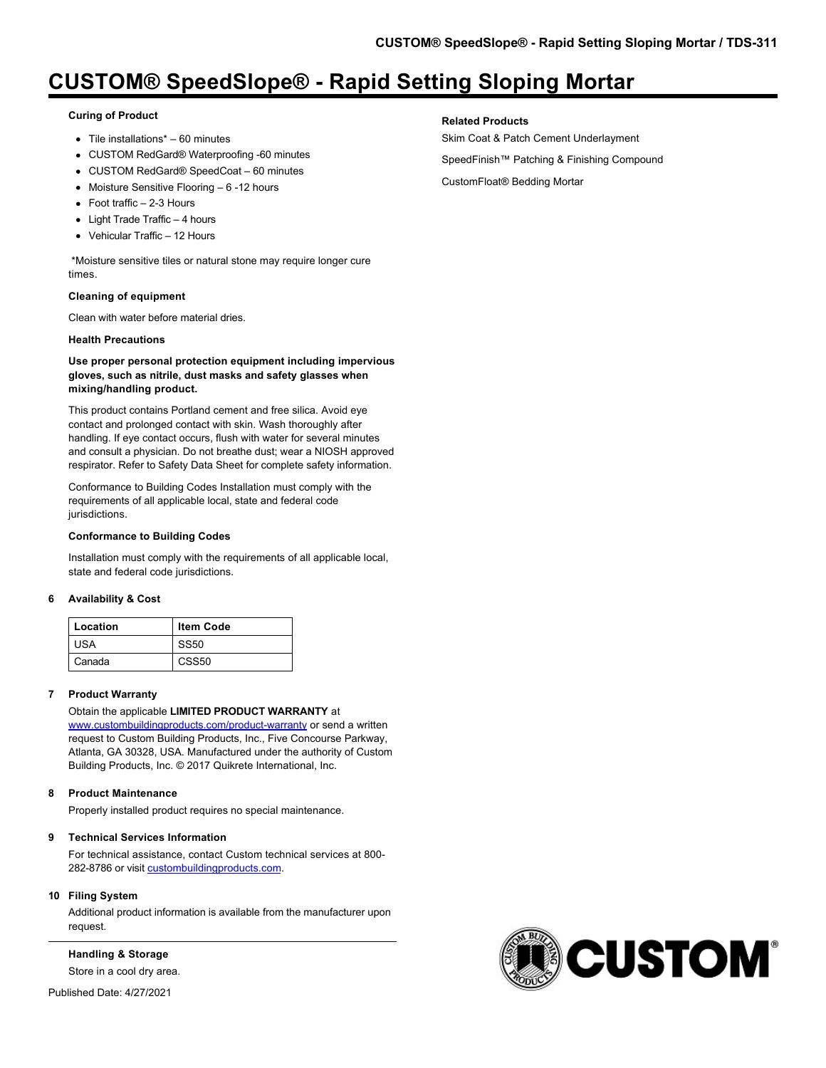# CUSTOM® SpeedSlope® - Rapid Setting Sloping Mortar

### Curing of Product

- Tile installations* – 60 minutes
- CUSTOM RedGard® Waterproofing -60 minutes
- CUSTOM RedGard® SpeedCoat – 60 minutes
- Moisture Sensitive Flooring – 6 -12 hours
- Foot traffic – 2-3 Hours
- Light Trade Traffic – 4 hours
- Vehicular Traffic – 12 Hours

*Moisture sensitive tiles or natural stone may require longer cure times.

### Cleaning of equipment

Clean with water before material dries.

### Health Precautions

**Use proper personal protection equipment including impervious gloves, such as nitrile, dust masks and safety glasses when mixing/handling product.**

This product contains Portland cement and free silica. Avoid eye contact and prolonged contact with skin. Wash thoroughly after handling. If eye contact occurs, flush with water for several minutes and consult a physician. Do not breathe dust; wear a NIOSH approved respirator. Refer to Safety Data Sheet for complete safety information.

Conformance to Building Codes Installation must comply with the requirements of all applicable local, state and federal code jurisdictions.

### Conformance to Building Codes

Installation must comply with the requirements of all applicable local, state and federal code jurisdictions.

## 6 Availability & Cost

| Location | Item Code |
|---|---|
| USA | SS50 |
| Canada | CSS50 |

## 7 Product Warranty

Obtain the applicable **LIMITED PRODUCT WARRANTY** at www.custombuildingproducts.com/product-warranty or send a written request to Custom Building Products, Inc., Five Concourse Parkway, Atlanta, GA 30328, USA. Manufactured under the authority of Custom Building Products, Inc. © 2017 Quikrete International, Inc.

## 8 Product Maintenance

Properly installed product requires no special maintenance.

## 9 Technical Services Information

For technical assistance, contact Custom technical services at 800-282-8786 or visit custombuildingproducts.com.

## 10 Filing System

Additional product information is available from the manufacturer upon request.

### Handling & Storage

Store in a cool dry area.

Published Date: 4/27/2021

### Related Products

Skim Coat & Patch Cement Underlayment

SpeedFinish™ Patching & Finishing Compound

CustomFloat® Bedding Mortar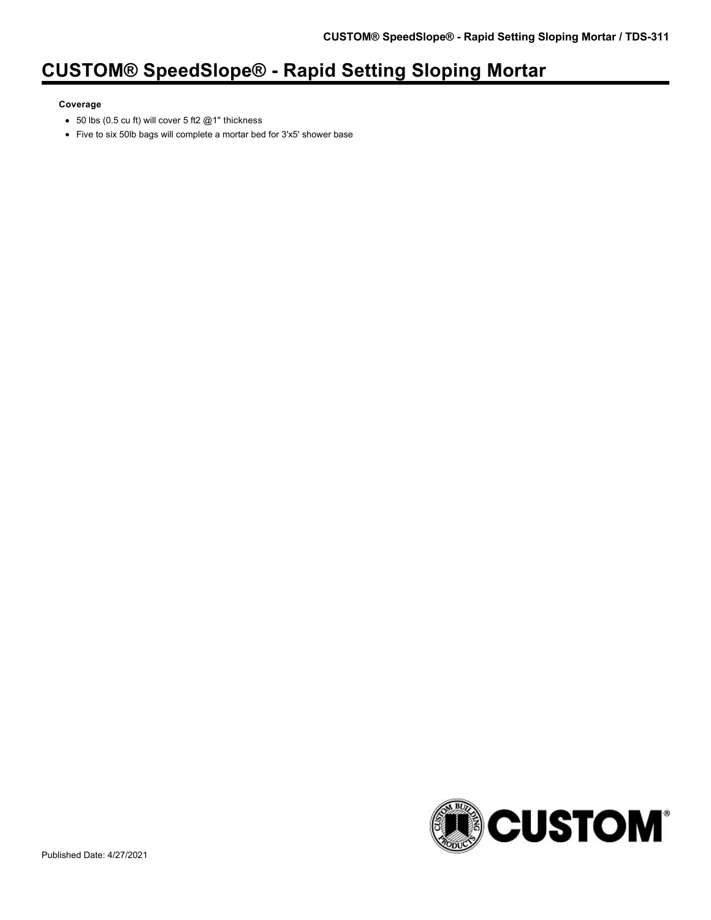# CUSTOM® SpeedSlope® - Rapid Setting Sloping Mortar

**Coverage**

- 50 lbs (0.5 cu ft) will cover 5 ft2 @1" thickness
- Five to six 50lb bags will complete a mortar bed for 3'x5' shower base

Published Date: 4/27/2021